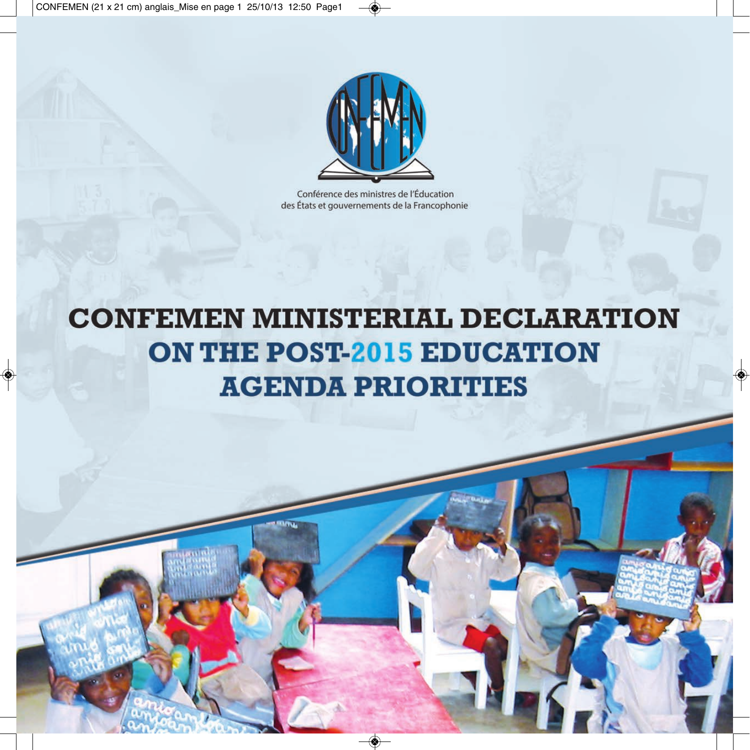Conférence des ministres de l'Éducation des États et gouvernements de la Francophonie

# CONFEMEN MINISTERIAL DECLARATION ON THE POST-2015 EDUCATION AGENDA PRIORITIES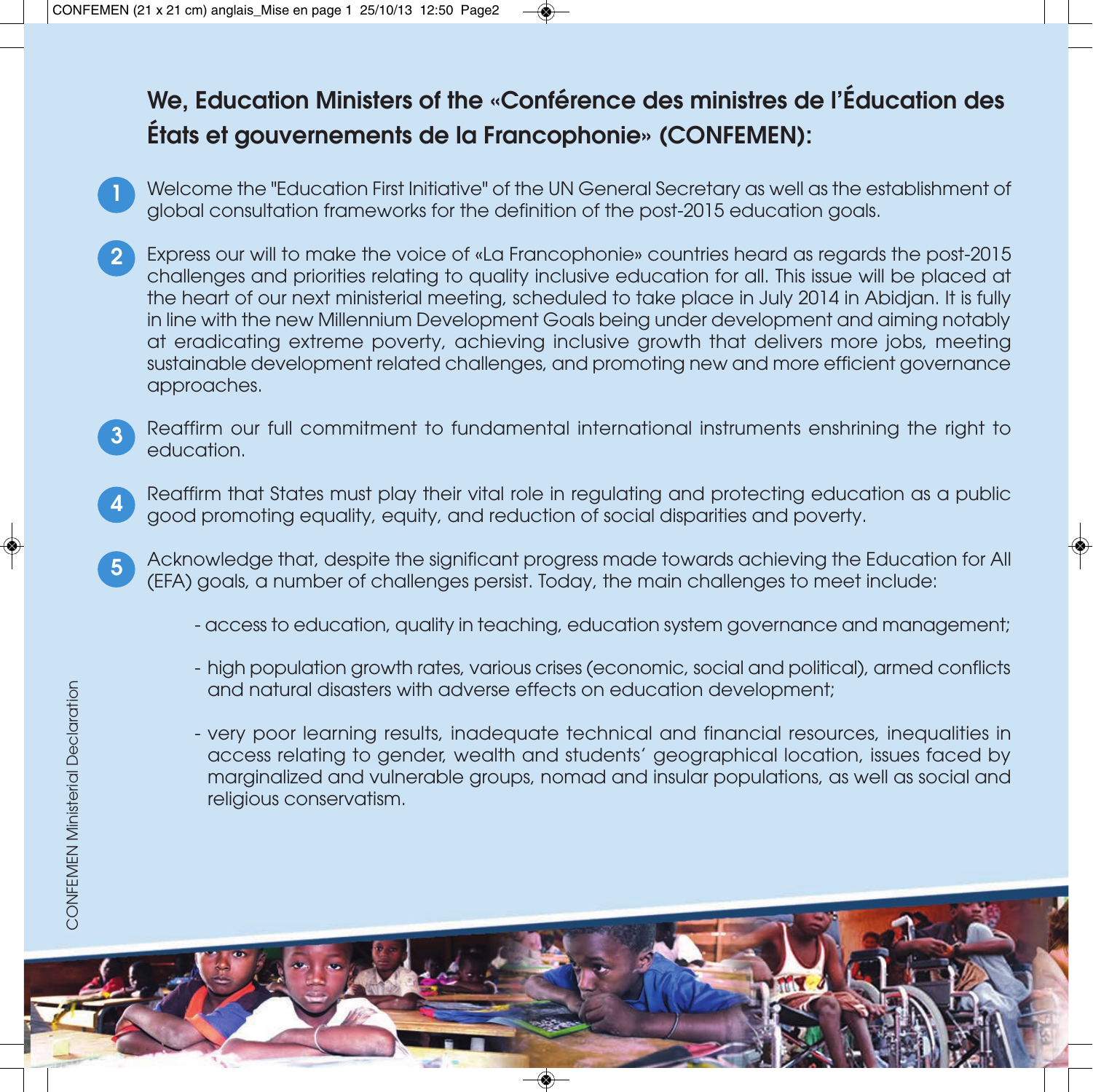## We, Education Ministers of the «Conférence des ministres de l'Éducation des États et gouvernements de la Francophonie» (CONFEMEN):

1. Welcome the "Education First Initiative" of the UN General Secretary as well as the establishment of global consultation frameworks for the definition of the post-2015 education goals.

2. Express our will to make the voice of «La Francophonie» countries heard as regards the post-2015 challenges and priorities relating to quality inclusive education for all. This issue will be placed at the heart of our next ministerial meeting, scheduled to take place in July 2014 in Abidjan. It is fully in line with the new Millennium Development Goals being under development and aiming notably at eradicating extreme poverty, achieving inclusive growth that delivers more jobs, meeting sustainable development related challenges, and promoting new and more efficient governance approaches.

3. Reaffirm our full commitment to fundamental international instruments enshrining the right to education.

4. Reaffirm that States must play their vital role in regulating and protecting education as a public good promoting equality, equity, and reduction of social disparities and poverty.

5. Acknowledge that, despite the significant progress made towards achieving the Education for All (EFA) goals, a number of challenges persist. Today, the main challenges to meet include:

   - access to education, quality in teaching, education system governance and management;
   - high population growth rates, various crises (economic, social and political), armed conflicts and natural disasters with adverse effects on education development;
   - very poor learning results, inadequate technical and financial resources, inequalities in access relating to gender, wealth and students' geographical location, issues faced by marginalized and vulnerable groups, nomad and insular populations, as well as social and religious conservatism.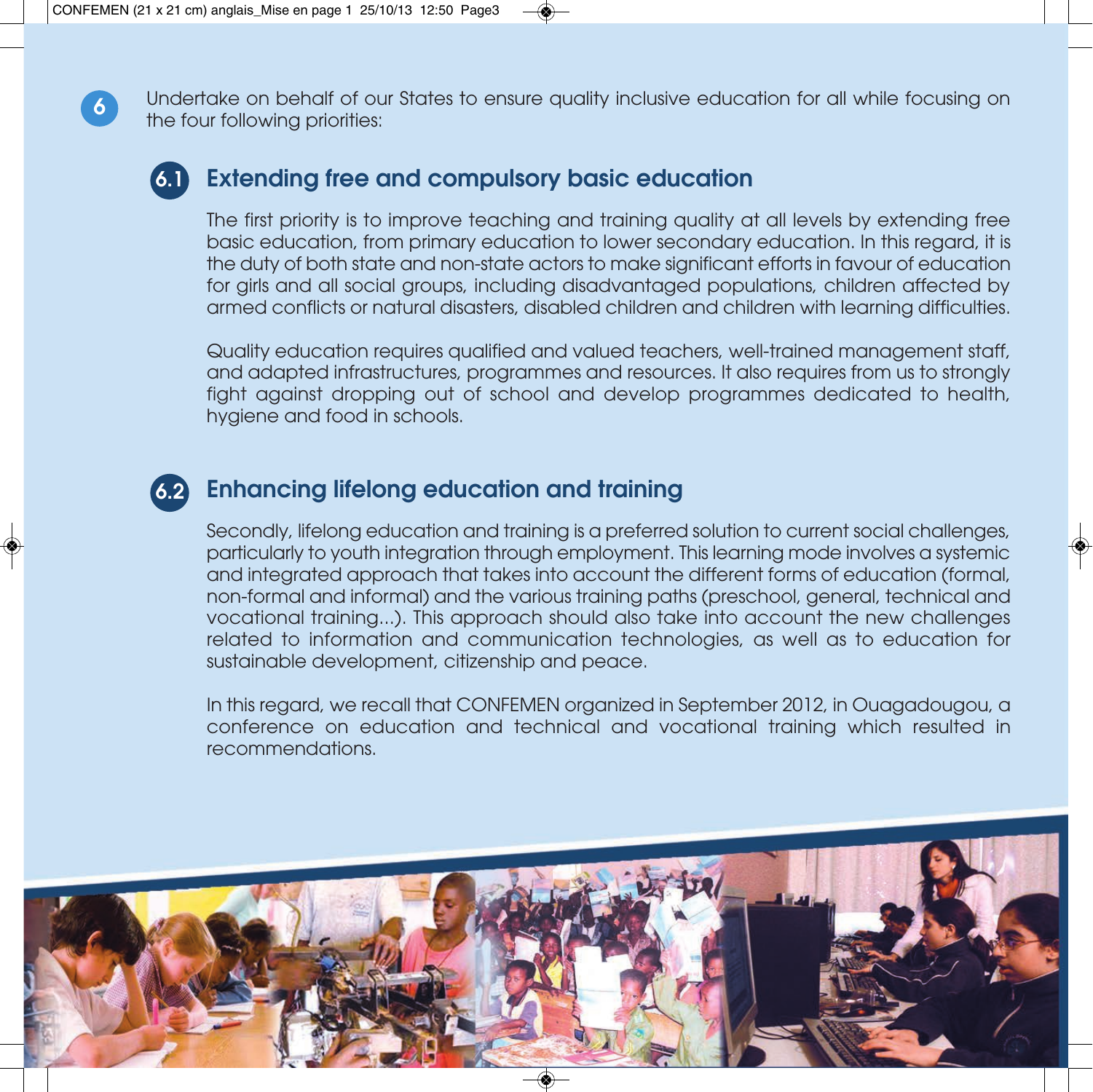6. Undertake on behalf of our States to ensure quality inclusive education for all while focusing on the four following priorities:

## 6.1 Extending free and compulsory basic education

The first priority is to improve teaching and training quality at all levels by extending free basic education, from primary education to lower secondary education. In this regard, it is the duty of both state and non-state actors to make significant efforts in favour of education for girls and all social groups, including disadvantaged populations, children affected by armed conflicts or natural disasters, disabled children and children with learning difficulties.

Quality education requires qualified and valued teachers, well-trained management staff, and adapted infrastructures, programmes and resources. It also requires from us to strongly fight against dropping out of school and develop programmes dedicated to health, hygiene and food in schools.

## 6.2 Enhancing lifelong education and training

Secondly, lifelong education and training is a preferred solution to current social challenges, particularly to youth integration through employment. This learning mode involves a systemic and integrated approach that takes into account the different forms of education (formal, non-formal and informal) and the various training paths (preschool, general, technical and vocational training...). This approach should also take into account the new challenges related to information and communication technologies, as well as to education for sustainable development, citizenship and peace.

In this regard, we recall that CONFEMEN organized in September 2012, in Ouagadougou, a conference on education and technical and vocational training which resulted in recommendations.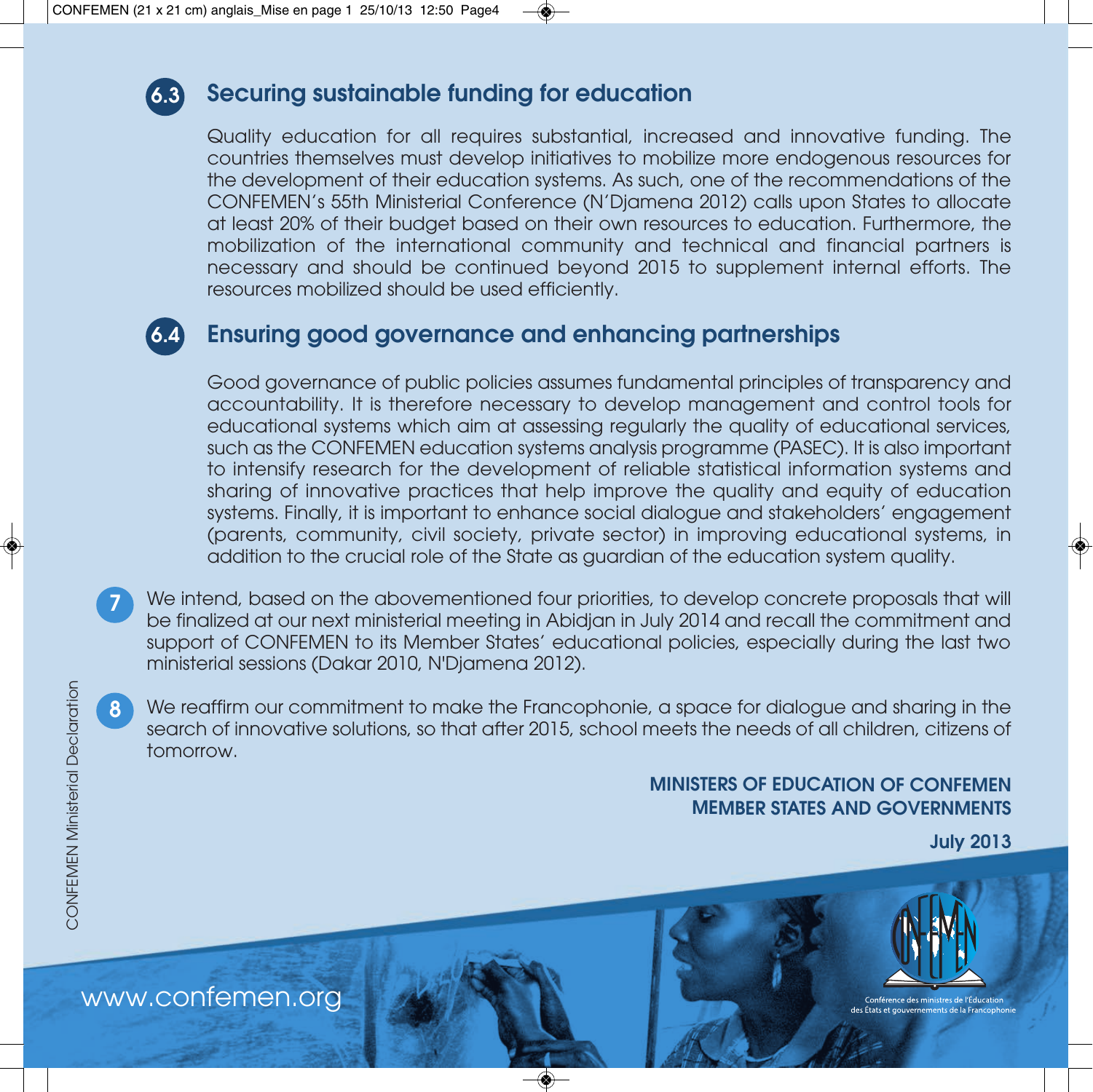## 6.3 Securing sustainable funding for education

Quality education for all requires substantial, increased and innovative funding. The countries themselves must develop initiatives to mobilize more endogenous resources for the development of their education systems. As such, one of the recommendations of the CONFEMEN's 55th Ministerial Conference (N'Djamena 2012) calls upon States to allocate at least 20% of their budget based on their own resources to education. Furthermore, the mobilization of the international community and technical and financial partners is necessary and should be continued beyond 2015 to supplement internal efforts. The resources mobilized should be used efficiently.

## 6.4 Ensuring good governance and enhancing partnerships

Good governance of public policies assumes fundamental principles of transparency and accountability. It is therefore necessary to develop management and control tools for educational systems which aim at assessing regularly the quality of educational services, such as the CONFEMEN education systems analysis programme (PASEC). It is also important to intensify research for the development of reliable statistical information systems and sharing of innovative practices that help improve the quality and equity of education systems. Finally, it is important to enhance social dialogue and stakeholders' engagement (parents, community, civil society, private sector) in improving educational systems, in addition to the crucial role of the State as guardian of the education system quality.

**7** We intend, based on the abovementioned four priorities, to develop concrete proposals that will be finalized at our next ministerial meeting in Abidjan in July 2014 and recall the commitment and support of CONFEMEN to its Member States' educational policies, especially during the last two ministerial sessions (Dakar 2010, N'Djamena 2012).

**8** We reaffirm our commitment to make the Francophonie, a space for dialogue and sharing in the search of innovative solutions, so that after 2015, school meets the needs of all children, citizens of tomorrow.

**MINISTERS OF EDUCATION OF CONFEMEN MEMBER STATES AND GOVERNMENTS**

**July 2013**

www.confemen.org

Conférence des ministres de l'Éducation des États et gouvernements de la Francophonie